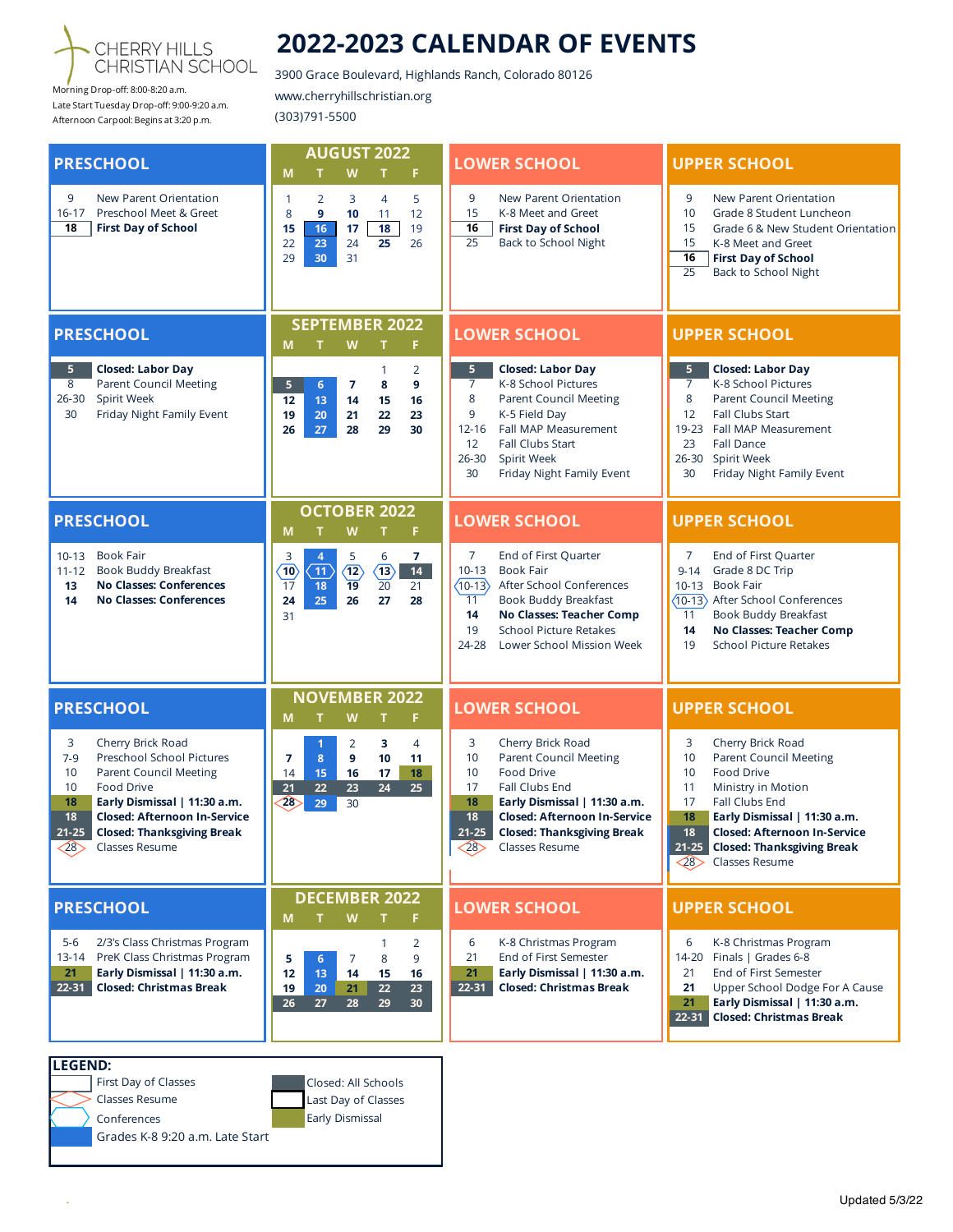# 2022-2023 CALENDAR OF EVENTS

CHERRY HILLS CHRISTIAN SCHOOL

Morning Drop-off: 8:00-8:20 a.m.
Late Start Tuesday Drop-off: 9:00-9:20 a.m.
Afternoon Carpool: Begins at 3:20 p.m.

3900 Grace Boulevard, Highlands Ranch, Colorado 80126
www.cherryhillschristian.org
(303)791-5500

## AUGUST 2022

### PRESCHOOL

| | |
|---|---|
| 9 | New Parent Orientation |
| 16-17 | Preschool Meet & Greet |
| **18** | **First Day of School** |

| M | T | W | T | F |
|---|---|---|---|---|
| 1 | 2 | 3 | 4 | 5 |
| 8 | 9 | 10 | 11 | 12 |
| 15 | 16 | 17 | 18 | 19 |
| 22 | 23 | 24 | 25 | 26 |
| 29 | 30 | 31 | | |

### LOWER SCHOOL

| | |
|---|---|
| 9 | New Parent Orientation |
| 15 | K-8 Meet and Greet |
| **16** | **First Day of School** |
| 25 | Back to School Night |

### UPPER SCHOOL

| | |
|---|---|
| 9 | New Parent Orientation |
| 10 | Grade 8 Student Luncheon |
| 15 | Grade 6 & New Student Orientation |
| 15 | K-8 Meet and Greet |
| **16** | **First Day of School** |
| 25 | Back to School Night |

## SEPTEMBER 2022

### PRESCHOOL

| | |
|---|---|
| **5** | **Closed: Labor Day** |
| 8 | Parent Council Meeting |
| 26-30 | Spirit Week |
| 30 | Friday Night Family Event |

| M | T | W | T | F |
|---|---|---|---|---|
| | | | 1 | 2 |
| 5 | 6 | 7 | 8 | 9 |
| 12 | 13 | 14 | 15 | 16 |
| 19 | 20 | 21 | 22 | 23 |
| 26 | 27 | 28 | 29 | 30 |

### LOWER SCHOOL

| | |
|---|---|
| **5** | **Closed: Labor Day** |
| 7 | K-8 School Pictures |
| 8 | Parent Council Meeting |
| 9 | K-5 Field Day |
| 12-16 | Fall MAP Measurement |
| 12 | Fall Clubs Start |
| 26-30 | Spirit Week |
| 30 | Friday Night Family Event |

### UPPER SCHOOL

| | |
|---|---|
| **5** | **Closed: Labor Day** |
| 7 | K-8 School Pictures |
| 8 | Parent Council Meeting |
| 12 | Fall Clubs Start |
| 19-23 | Fall MAP Measurement |
| 23 | Fall Dance |
| 26-30 | Spirit Week |
| 30 | Friday Night Family Event |

## OCTOBER 2022

### PRESCHOOL

| | |
|---|---|
| 10-13 | Book Fair |
| 11-12 | Book Buddy Breakfast |
| **13** | **No Classes: Conferences** |
| **14** | **No Classes: Conferences** |

| M | T | W | T | F |
|---|---|---|---|---|
| 3 | 4 | 5 | 6 | 7 |
| 10 | 11 | 12 | 13 | 14 |
| 17 | 18 | 19 | 20 | 21 |
| 24 | 25 | 26 | 27 | 28 |
| 31 | | | | |

### LOWER SCHOOL

| | |
|---|---|
| 7 | End of First Quarter |
| 10-13 | Book Fair |
| 10-13 | After School Conferences |
| 11 | Book Buddy Breakfast |
| **14** | **No Classes: Teacher Comp** |
| 19 | School Picture Retakes |
| 24-28 | Lower School Mission Week |

### UPPER SCHOOL

| | |
|---|---|
| 7 | End of First Quarter |
| 9-14 | Grade 8 DC Trip |
| 10-13 | Book Fair |
| 10-13 | After School Conferences |
| 11 | Book Buddy Breakfast |
| **14** | **No Classes: Teacher Comp** |
| 19 | School Picture Retakes |

## NOVEMBER 2022

### PRESCHOOL

| | |
|---|---|
| 3 | Cherry Brick Road |
| 7-9 | Preschool School Pictures |
| 10 | Parent Council Meeting |
| 10 | Food Drive |
| **18** | **Early Dismissal \| 11:30 a.m.** |
| **18** | **Closed: Afternoon In-Service** |
| **21-25** | **Closed: Thanksgiving Break** |
| 28 | Classes Resume |

| M | T | W | T | F |
|---|---|---|---|---|
| | 1 | 2 | 3 | 4 |
| 7 | 8 | 9 | 10 | 11 |
| 14 | 15 | 16 | 17 | 18 |
| 21 | 22 | 23 | 24 | 25 |
| 28 | 29 | 30 | | |

### LOWER SCHOOL

| | |
|---|---|
| 3 | Cherry Brick Road |
| 10 | Parent Council Meeting |
| 10 | Food Drive |
| 17 | Fall Clubs End |
| **18** | **Early Dismissal \| 11:30 a.m.** |
| **18** | **Closed: Afternoon In-Service** |
| **21-25** | **Closed: Thanksgiving Break** |
| 28 | Classes Resume |

### UPPER SCHOOL

| | |
|---|---|
| 3 | Cherry Brick Road |
| 10 | Parent Council Meeting |
| 10 | Food Drive |
| 11 | Ministry in Motion |
| 17 | Fall Clubs End |
| **18** | **Early Dismissal \| 11:30 a.m.** |
| **18** | **Closed: Afternoon In-Service** |
| **21-25** | **Closed: Thanksgiving Break** |
| 28 | Classes Resume |

## DECEMBER 2022

### PRESCHOOL

| | |
|---|---|
| 5-6 | 2/3's Class Christmas Program |
| 13-14 | PreK Class Christmas Program |
| **21** | **Early Dismissal \| 11:30 a.m.** |
| **22-31** | **Closed: Christmas Break** |

| M | T | W | T | F |
|---|---|---|---|---|
| | | | 1 | 2 |
| 5 | 6 | 7 | 8 | 9 |
| 12 | 13 | 14 | 15 | 16 |
| 19 | 20 | 21 | 22 | 23 |
| 26 | 27 | 28 | 29 | 30 |

### LOWER SCHOOL

| | |
|---|---|
| 6 | K-8 Christmas Program |
| 21 | End of First Semester |
| **21** | **Early Dismissal \| 11:30 a.m.** |
| **22-31** | **Closed: Christmas Break** |

### UPPER SCHOOL

| | |
|---|---|
| 6 | K-8 Christmas Program |
| 14-20 | Finals \| Grades 6-8 |
| 21 | End of First Semester |
| 21 | Upper School Dodge For A Cause |
| **21** | **Early Dismissal \| 11:30 a.m.** |
| **22-31** | **Closed: Christmas Break** |

## LEGEND:

- First Day of Classes
- Classes Resume
- Conferences
- Grades K-8 9:20 a.m. Late Start
- Closed: All Schools
- Last Day of Classes
- Early Dismissal

Updated 5/3/22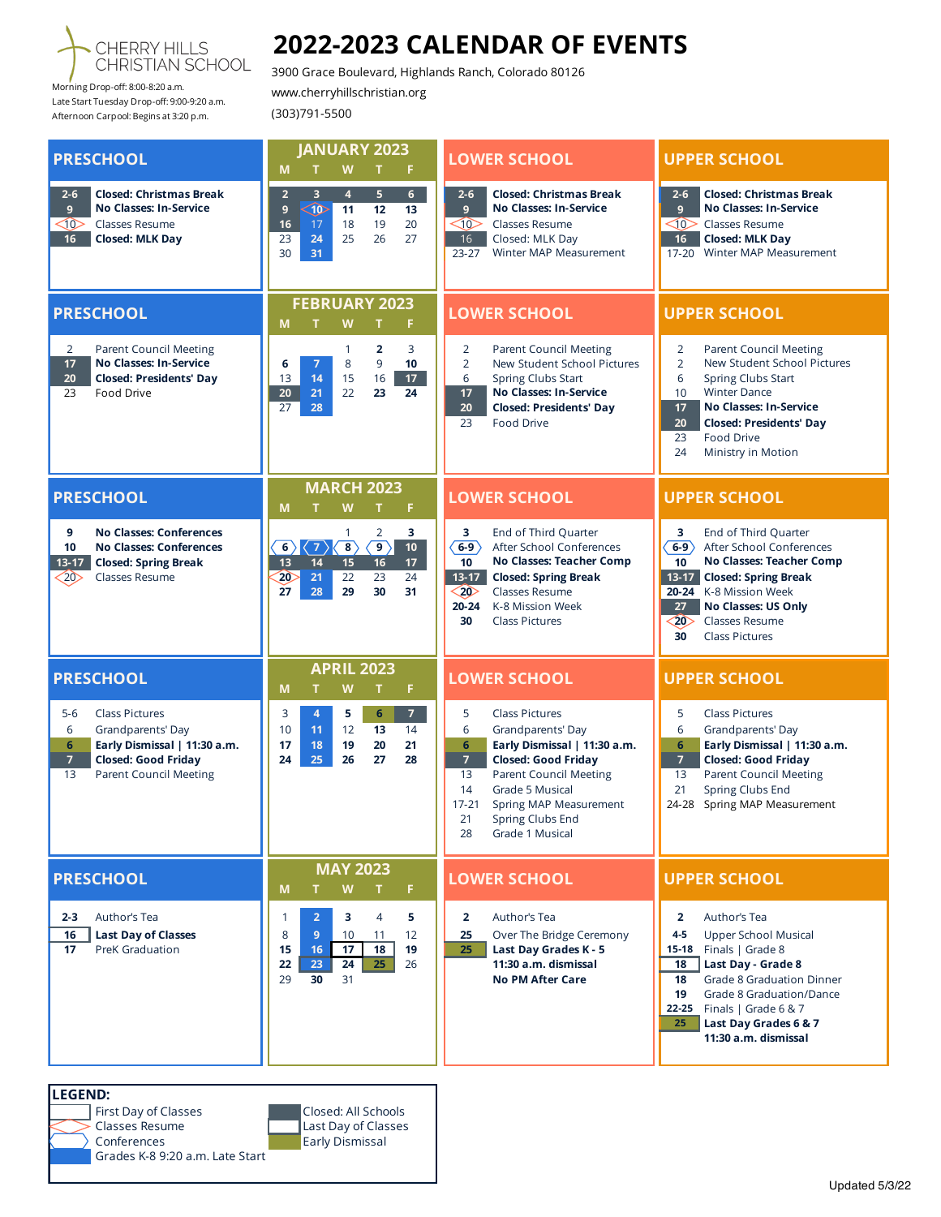CHERRY HILLS CHRISTIAN SCHOOL

Morning Drop-off: 8:00-8:20 a.m.
Late Start Tuesday Drop-off: 9:00-9:20 a.m.
Afternoon Carpool: Begins at 3:20 p.m.

# 2022-2023 CALENDAR OF EVENTS

3900 Grace Boulevard, Highlands Ranch, Colorado 80126
www.cherryhillschristian.org
(303)791-5500

## JANUARY 2023

| M | T | W | T | F |
|---|---|---|---|---|
| 2 | 3 | 4 | 5 | 6 |
| 9 | 10 | 11 | 12 | 13 |
| 16 | 17 | 18 | 19 | 20 |
| 23 | 24 | 25 | 26 | 27 |
| 30 | 31 | | | |

### PRESCHOOL
- 2-6 **Closed: Christmas Break**
- 9 **No Classes: In-Service**
- 10 Classes Resume
- 16 **Closed: MLK Day**

### LOWER SCHOOL
- 2-6 **Closed: Christmas Break**
- 9 **No Classes: In-Service**
- 10 Classes Resume
- 16 Closed: MLK Day
- 23-27 Winter MAP Measurement

### UPPER SCHOOL
- 2-6 **Closed: Christmas Break**
- 9 **No Classes: In-Service**
- 10 Classes Resume
- 16 **Closed: MLK Day**
- 17-20 Winter MAP Measurement

## FEBRUARY 2023

| M | T | W | T | F |
|---|---|---|---|---|
| | | 1 | 2 | 3 |
| 6 | 7 | 8 | 9 | 10 |
| 13 | 14 | 15 | 16 | 17 |
| 20 | 21 | 22 | 23 | 24 |
| 27 | 28 | | | |

### PRESCHOOL
- 2 Parent Council Meeting
- 17 **No Classes: In-Service**
- 20 **Closed: Presidents' Day**
- 23 Food Drive

### LOWER SCHOOL
- 2 Parent Council Meeting
- 2 New Student School Pictures
- 6 Spring Clubs Start
- 17 **No Classes: In-Service**
- 20 **Closed: Presidents' Day**
- 23 Food Drive

### UPPER SCHOOL
- 2 Parent Council Meeting
- 2 New Student School Pictures
- 6 Spring Clubs Start
- 10 Winter Dance
- 17 **No Classes: In-Service**
- 20 **Closed: Presidents' Day**
- 23 Food Drive
- 24 Ministry in Motion

## MARCH 2023

| M | T | W | T | F |
|---|---|---|---|---|
| | | 1 | 2 | 3 |
| 6 | 7 | 8 | 9 | 10 |
| 13 | 14 | 15 | 16 | 17 |
| 20 | 21 | 22 | 23 | 24 |
| 27 | 28 | 29 | 30 | 31 |

### PRESCHOOL
- 9 **No Classes: Conferences**
- 10 **No Classes: Conferences**
- 13-17 **Closed: Spring Break**
- 20 Classes Resume

### LOWER SCHOOL
- 3 End of Third Quarter
- 6-9 After School Conferences
- 10 **No Classes: Teacher Comp**
- 13-17 **Closed: Spring Break**
- 20 Classes Resume
- 20-24 K-8 Mission Week
- 30 Class Pictures

### UPPER SCHOOL
- 3 End of Third Quarter
- 6-9 After School Conferences
- 10 **No Classes: Teacher Comp**
- 13-17 **Closed: Spring Break**
- 20-24 K-8 Mission Week
- 27 **No Classes: US Only**
- 20 Classes Resume
- 30 Class Pictures

## APRIL 2023

| M | T | W | T | F |
|---|---|---|---|---|
| 3 | 4 | 5 | 6 | 7 |
| 10 | 11 | 12 | 13 | 14 |
| 17 | 18 | 19 | 20 | 21 |
| 24 | 25 | 26 | 27 | 28 |

### PRESCHOOL
- 5-6 Class Pictures
- 6 Grandparents' Day
- 6 **Early Dismissal | 11:30 a.m.**
- 7 **Closed: Good Friday**
- 13 Parent Council Meeting

### LOWER SCHOOL
- 5 Class Pictures
- 6 Grandparents' Day
- 6 **Early Dismissal | 11:30 a.m.**
- 7 **Closed: Good Friday**
- 13 Parent Council Meeting
- 14 Grade 5 Musical
- 17-21 Spring MAP Measurement
- 21 Spring Clubs End
- 28 Grade 1 Musical

### UPPER SCHOOL
- 5 Class Pictures
- 6 Grandparents' Day
- 6 **Early Dismissal | 11:30 a.m.**
- 7 **Closed: Good Friday**
- 13 Parent Council Meeting
- 21 Spring Clubs End
- 24-28 Spring MAP Measurement

## MAY 2023

| M | T | W | T | F |
|---|---|---|---|---|
| 1 | 2 | 3 | 4 | 5 |
| 8 | 9 | 10 | 11 | 12 |
| 15 | 16 | 17 | 18 | 19 |
| 22 | 23 | 24 | 25 | 26 |
| 29 | 30 | 31 | | |

### PRESCHOOL
- 2-3 Author's Tea
- 16 **Last Day of Classes**
- 17 PreK Graduation

### LOWER SCHOOL
- 2 Author's Tea
- 25 Over The Bridge Ceremony
- 25 **Last Day Grades K - 5**
  **11:30 a.m. dismissal**
  **No PM After Care**

### UPPER SCHOOL
- 2 Author's Tea
- 4-5 Upper School Musical
- 15-18 Finals | Grade 8
- 18 **Last Day - Grade 8**
- 18 Grade 8 Graduation Dinner
- 19 Grade 8 Graduation/Dance
- 22-25 Finals | Grade 6 & 7
- 25 **Last Day Grades 6 & 7**
  **11:30 a.m. dismissal**

## LEGEND:
- First Day of Classes
- Classes Resume
- Conferences
- Grades K-8 9:20 a.m. Late Start
- Closed: All Schools
- Last Day of Classes
- Early Dismissal

Updated 5/3/22